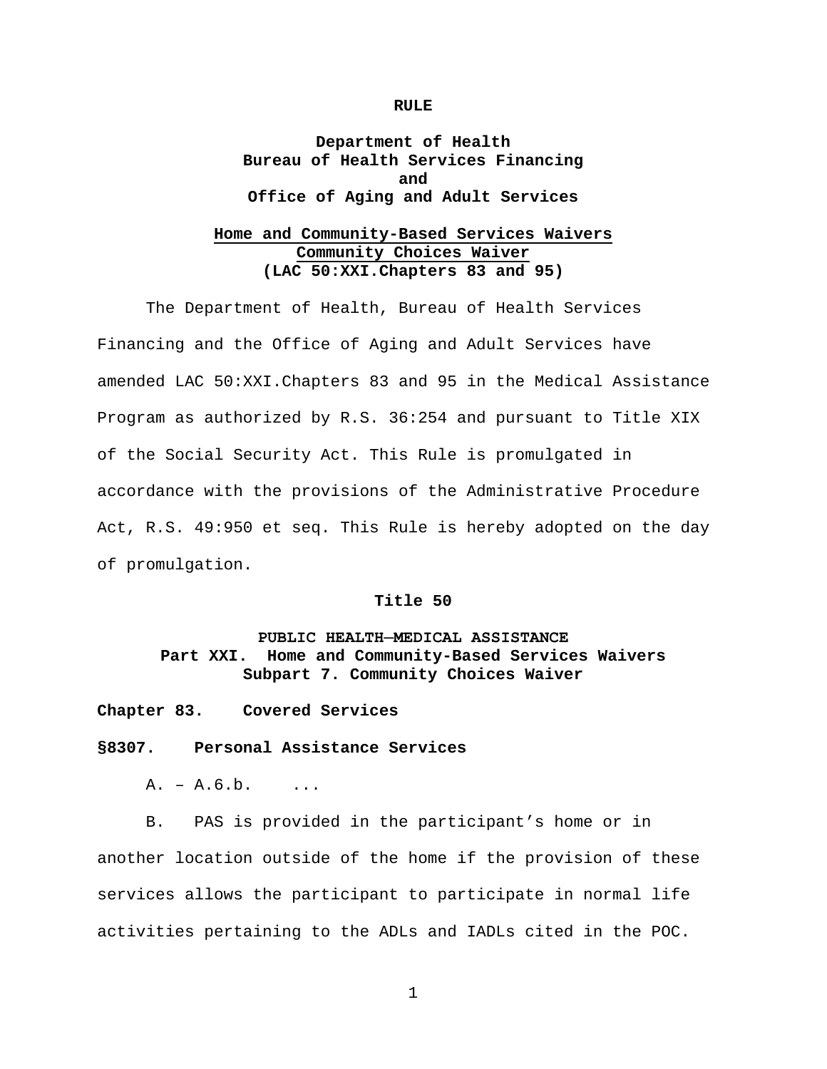**RULE**

**Department of Health**
**Bureau of Health Services Financing**
**and**
**Office of Aging and Adult Services**

**Home and Community-Based Services Waivers**
**Community Choices Waiver**
**(LAC 50:XXI.Chapters 83 and 95)**

The Department of Health, Bureau of Health Services Financing and the Office of Aging and Adult Services have amended LAC 50:XXI.Chapters 83 and 95 in the Medical Assistance Program as authorized by R.S. 36:254 and pursuant to Title XIX of the Social Security Act. This Rule is promulgated in accordance with the provisions of the Administrative Procedure Act, R.S. 49:950 et seq. This Rule is hereby adopted on the day of promulgation.

**Title 50**

**PUBLIC HEALTH—MEDICAL ASSISTANCE**
**Part XXI. Home and Community-Based Services Waivers**
**Subpart 7. Community Choices Waiver**

**Chapter 83. Covered Services**

**§8307. Personal Assistance Services**

A. – A.6.b. ...

B. PAS is provided in the participant's home or in another location outside of the home if the provision of these services allows the participant to participate in normal life activities pertaining to the ADLs and IADLs cited in the POC.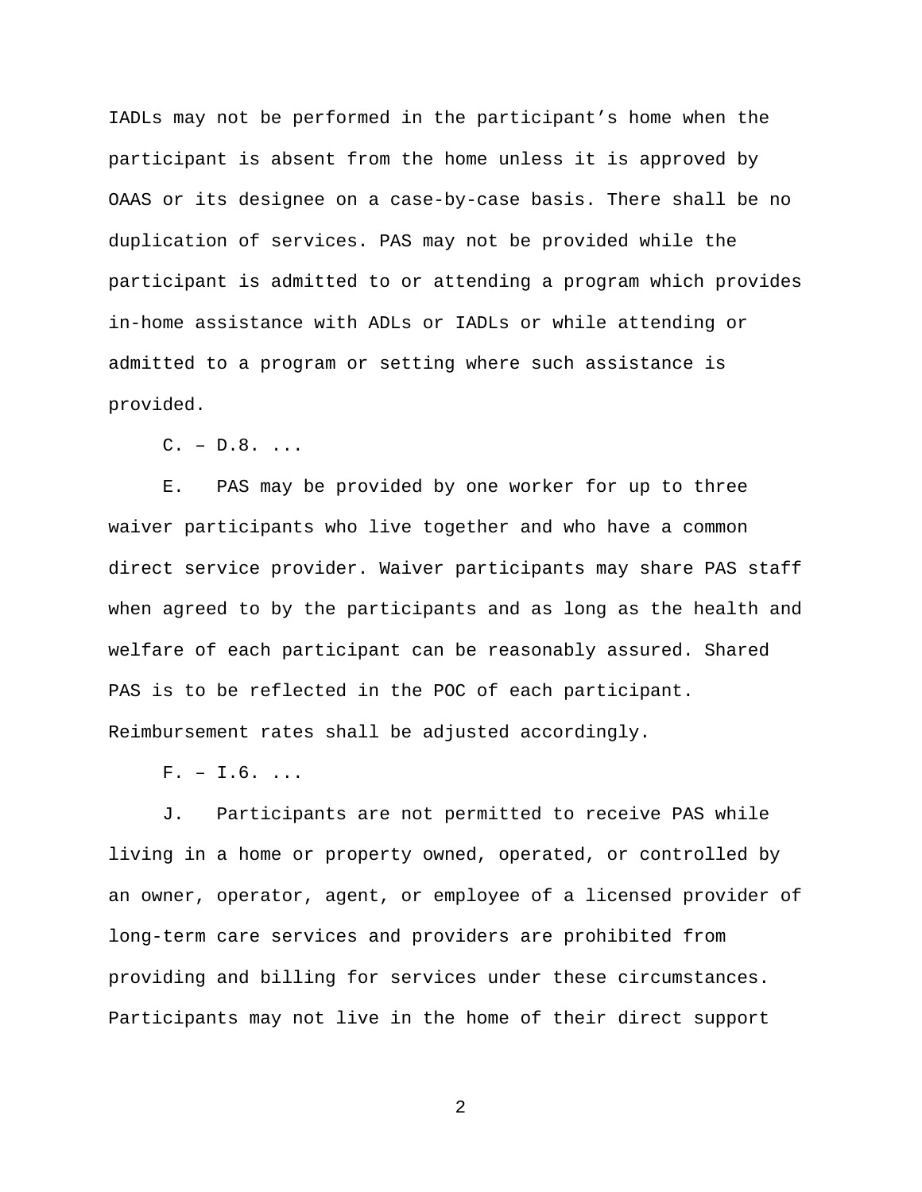IADLs may not be performed in the participant's home when the participant is absent from the home unless it is approved by OAAS or its designee on a case-by-case basis. There shall be no duplication of services. PAS may not be provided while the participant is admitted to or attending a program which provides in-home assistance with ADLs or IADLs or while attending or admitted to a program or setting where such assistance is provided.

C. – D.8. ...

E. PAS may be provided by one worker for up to three waiver participants who live together and who have a common direct service provider. Waiver participants may share PAS staff when agreed to by the participants and as long as the health and welfare of each participant can be reasonably assured. Shared PAS is to be reflected in the POC of each participant. Reimbursement rates shall be adjusted accordingly.

F. – I.6. ...

J. Participants are not permitted to receive PAS while living in a home or property owned, operated, or controlled by an owner, operator, agent, or employee of a licensed provider of long-term care services and providers are prohibited from providing and billing for services under these circumstances. Participants may not live in the home of their direct support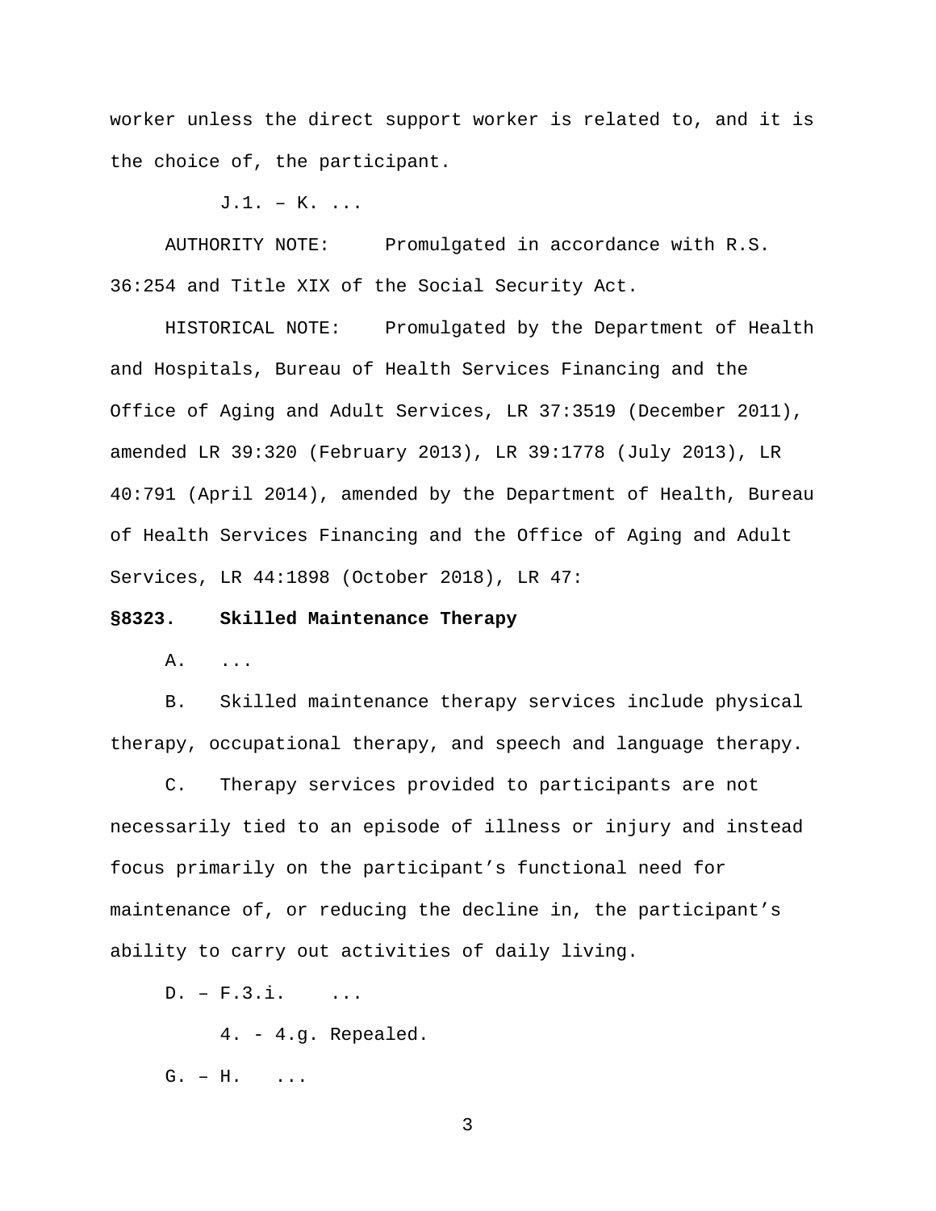worker unless the direct support worker is related to, and it is the choice of, the participant.

J.1. – K. ...

AUTHORITY NOTE: Promulgated in accordance with R.S. 36:254 and Title XIX of the Social Security Act.

HISTORICAL NOTE: Promulgated by the Department of Health and Hospitals, Bureau of Health Services Financing and the Office of Aging and Adult Services, LR 37:3519 (December 2011), amended LR 39:320 (February 2013), LR 39:1778 (July 2013), LR 40:791 (April 2014), amended by the Department of Health, Bureau of Health Services Financing and the Office of Aging and Adult Services, LR 44:1898 (October 2018), LR 47:

**§8323. Skilled Maintenance Therapy**

A. ...

B. Skilled maintenance therapy services include physical therapy, occupational therapy, and speech and language therapy.

C. Therapy services provided to participants are not necessarily tied to an episode of illness or injury and instead focus primarily on the participant’s functional need for maintenance of, or reducing the decline in, the participant’s ability to carry out activities of daily living.

D. – F.3.i. ...

4. - 4.g. Repealed.

G. – H. ...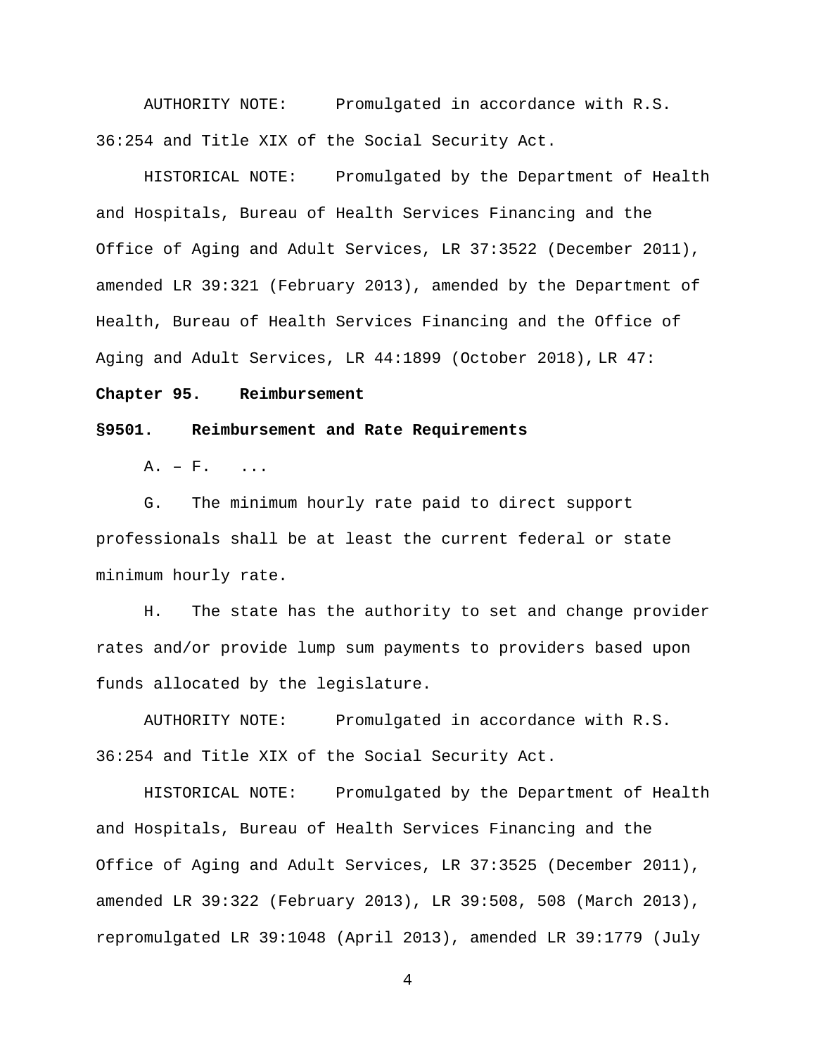AUTHORITY NOTE: Promulgated in accordance with R.S. 36:254 and Title XIX of the Social Security Act.

HISTORICAL NOTE: Promulgated by the Department of Health and Hospitals, Bureau of Health Services Financing and the Office of Aging and Adult Services, LR 37:3522 (December 2011), amended LR 39:321 (February 2013), amended by the Department of Health, Bureau of Health Services Financing and the Office of Aging and Adult Services, LR 44:1899 (October 2018), LR 47:

**Chapter 95. Reimbursement**

**§9501. Reimbursement and Rate Requirements**

A. – F. ...

G. The minimum hourly rate paid to direct support professionals shall be at least the current federal or state minimum hourly rate.

H. The state has the authority to set and change provider rates and/or provide lump sum payments to providers based upon funds allocated by the legislature.

AUTHORITY NOTE: Promulgated in accordance with R.S. 36:254 and Title XIX of the Social Security Act.

HISTORICAL NOTE: Promulgated by the Department of Health and Hospitals, Bureau of Health Services Financing and the Office of Aging and Adult Services, LR 37:3525 (December 2011), amended LR 39:322 (February 2013), LR 39:508, 508 (March 2013), repromulgated LR 39:1048 (April 2013), amended LR 39:1779 (July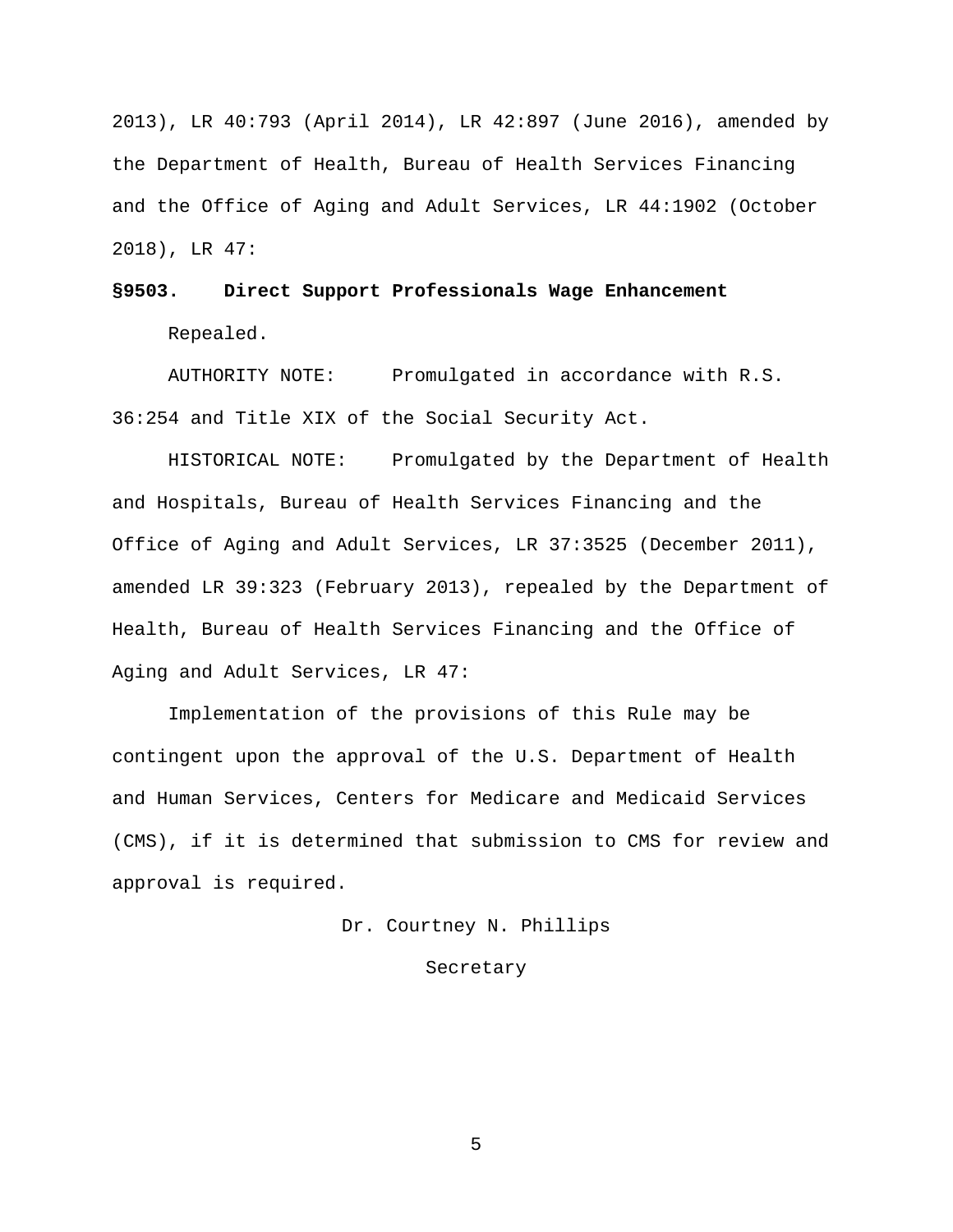2013), LR 40:793 (April 2014), LR 42:897 (June 2016), amended by the Department of Health, Bureau of Health Services Financing and the Office of Aging and Adult Services, LR 44:1902 (October 2018), LR 47:

**§9503. Direct Support Professionals Wage Enhancement**

Repealed.

AUTHORITY NOTE: Promulgated in accordance with R.S. 36:254 and Title XIX of the Social Security Act.

HISTORICAL NOTE: Promulgated by the Department of Health and Hospitals, Bureau of Health Services Financing and the Office of Aging and Adult Services, LR 37:3525 (December 2011), amended LR 39:323 (February 2013), repealed by the Department of Health, Bureau of Health Services Financing and the Office of Aging and Adult Services, LR 47:

Implementation of the provisions of this Rule may be contingent upon the approval of the U.S. Department of Health and Human Services, Centers for Medicare and Medicaid Services (CMS), if it is determined that submission to CMS for review and approval is required.

Dr. Courtney N. Phillips

Secretary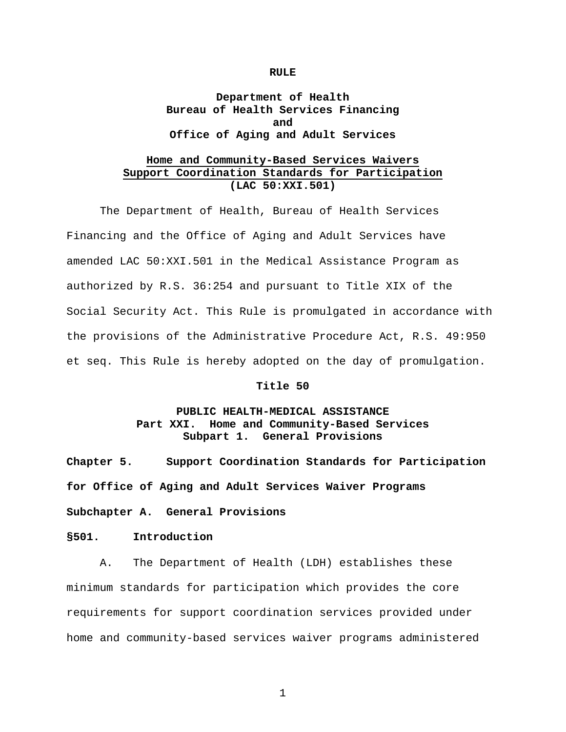**RULE**

**Department of Health**
**Bureau of Health Services Financing**
**and**
**Office of Aging and Adult Services**

**Home and Community-Based Services Waivers**
**Support Coordination Standards for Participation**
**(LAC 50:XXI.501)**

The Department of Health, Bureau of Health Services Financing and the Office of Aging and Adult Services have amended LAC 50:XXI.501 in the Medical Assistance Program as authorized by R.S. 36:254 and pursuant to Title XIX of the Social Security Act. This Rule is promulgated in accordance with the provisions of the Administrative Procedure Act, R.S. 49:950 et seq. This Rule is hereby adopted on the day of promulgation.

**Title 50**

**PUBLIC HEALTH-MEDICAL ASSISTANCE**
**Part XXI. Home and Community-Based Services**
**Subpart 1. General Provisions**

**Chapter 5. Support Coordination Standards for Participation for Office of Aging and Adult Services Waiver Programs**

**Subchapter A. General Provisions**

**§501. Introduction**

A. The Department of Health (LDH) establishes these minimum standards for participation which provides the core requirements for support coordination services provided under home and community-based services waiver programs administered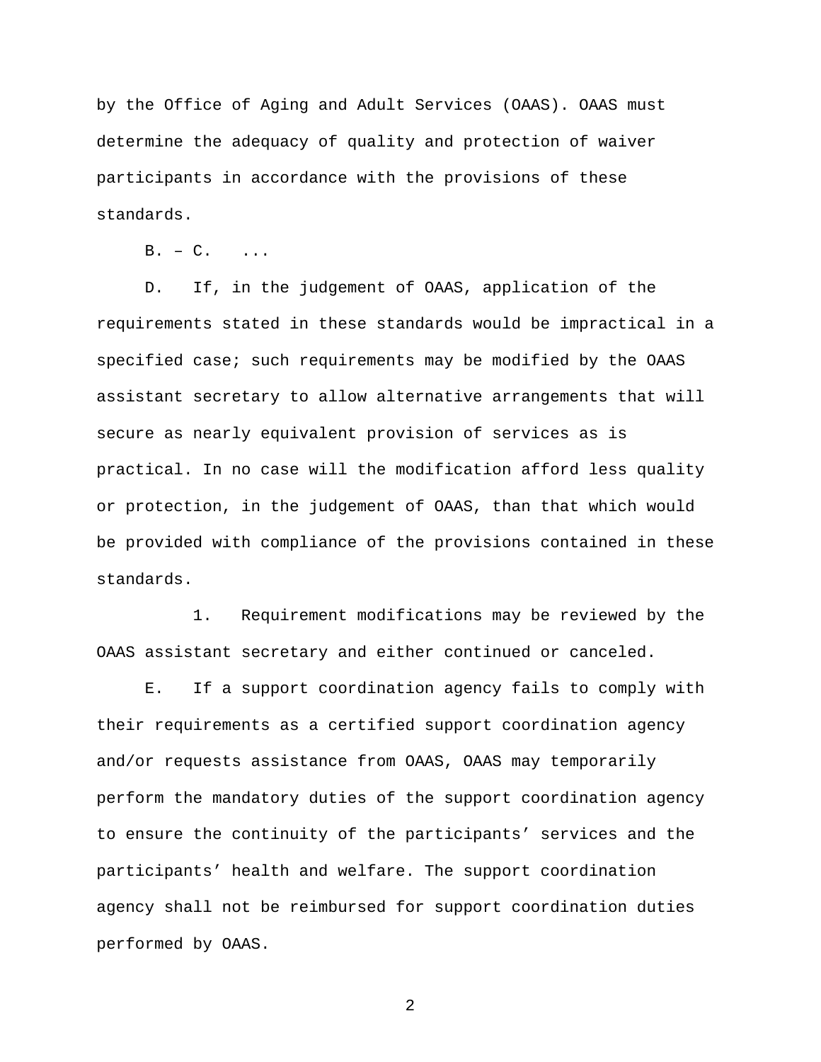by the Office of Aging and Adult Services (OAAS). OAAS must determine the adequacy of quality and protection of waiver participants in accordance with the provisions of these standards.

B. – C. ...

D. If, in the judgement of OAAS, application of the requirements stated in these standards would be impractical in a specified case; such requirements may be modified by the OAAS assistant secretary to allow alternative arrangements that will secure as nearly equivalent provision of services as is practical. In no case will the modification afford less quality or protection, in the judgement of OAAS, than that which would be provided with compliance of the provisions contained in these standards.

1. Requirement modifications may be reviewed by the OAAS assistant secretary and either continued or canceled.

E. If a support coordination agency fails to comply with their requirements as a certified support coordination agency and/or requests assistance from OAAS, OAAS may temporarily perform the mandatory duties of the support coordination agency to ensure the continuity of the participants' services and the participants' health and welfare. The support coordination agency shall not be reimbursed for support coordination duties performed by OAAS.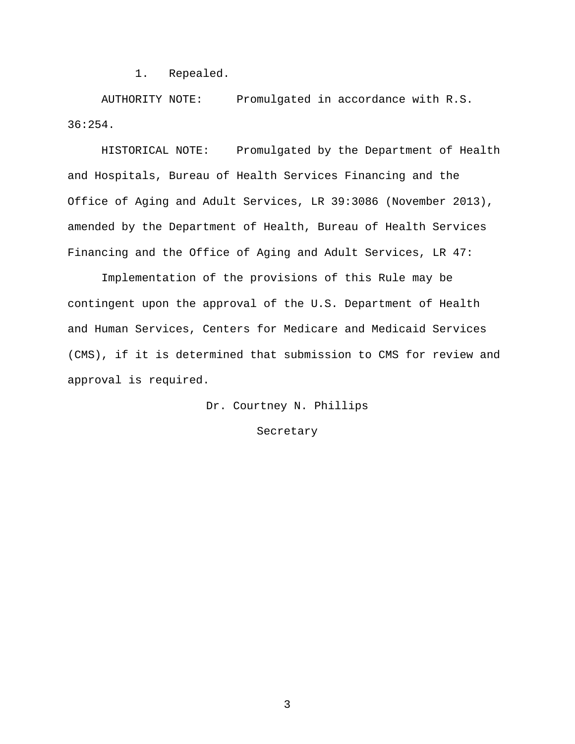1. Repealed.

AUTHORITY NOTE: Promulgated in accordance with R.S. 36:254.

HISTORICAL NOTE: Promulgated by the Department of Health and Hospitals, Bureau of Health Services Financing and the Office of Aging and Adult Services, LR 39:3086 (November 2013), amended by the Department of Health, Bureau of Health Services Financing and the Office of Aging and Adult Services, LR 47:

Implementation of the provisions of this Rule may be contingent upon the approval of the U.S. Department of Health and Human Services, Centers for Medicare and Medicaid Services (CMS), if it is determined that submission to CMS for review and approval is required.

Dr. Courtney N. Phillips

Secretary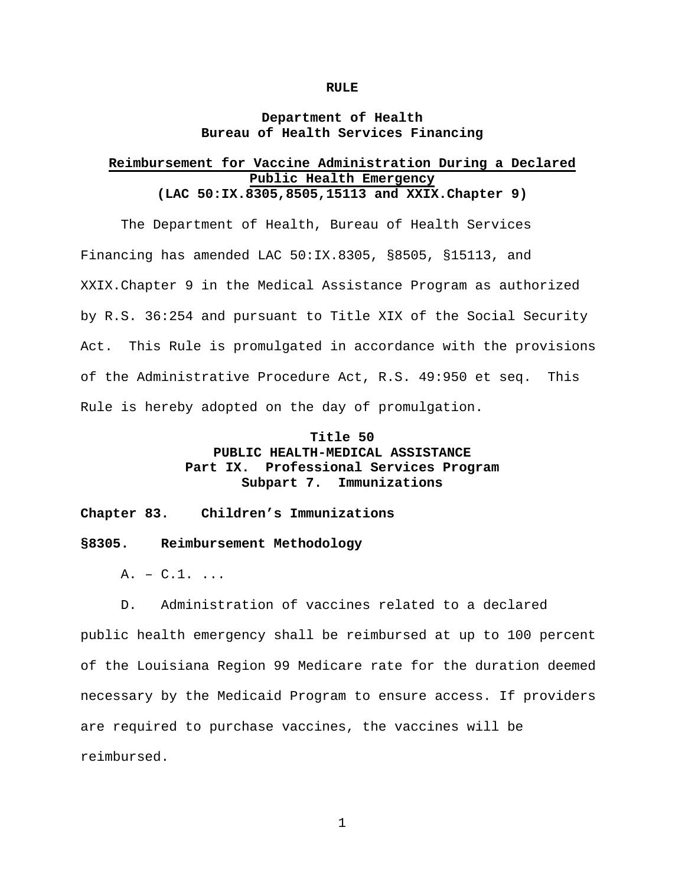**RULE**

**Department of Health**
**Bureau of Health Services Financing**

**Reimbursement for Vaccine Administration During a Declared Public Health Emergency**
**(LAC 50:IX.8305,8505,15113 and XXIX.Chapter 9)**

The Department of Health, Bureau of Health Services Financing has amended LAC 50:IX.8305, §8505, §15113, and XXIX.Chapter 9 in the Medical Assistance Program as authorized by R.S. 36:254 and pursuant to Title XIX of the Social Security Act. This Rule is promulgated in accordance with the provisions of the Administrative Procedure Act, R.S. 49:950 et seq. This Rule is hereby adopted on the day of promulgation.

**Title 50**
**PUBLIC HEALTH-MEDICAL ASSISTANCE**
**Part IX. Professional Services Program**
**Subpart 7. Immunizations**

**Chapter 83. Children's Immunizations**

**§8305. Reimbursement Methodology**

A. – C.1. ...

D. Administration of vaccines related to a declared public health emergency shall be reimbursed at up to 100 percent of the Louisiana Region 99 Medicare rate for the duration deemed necessary by the Medicaid Program to ensure access. If providers are required to purchase vaccines, the vaccines will be reimbursed.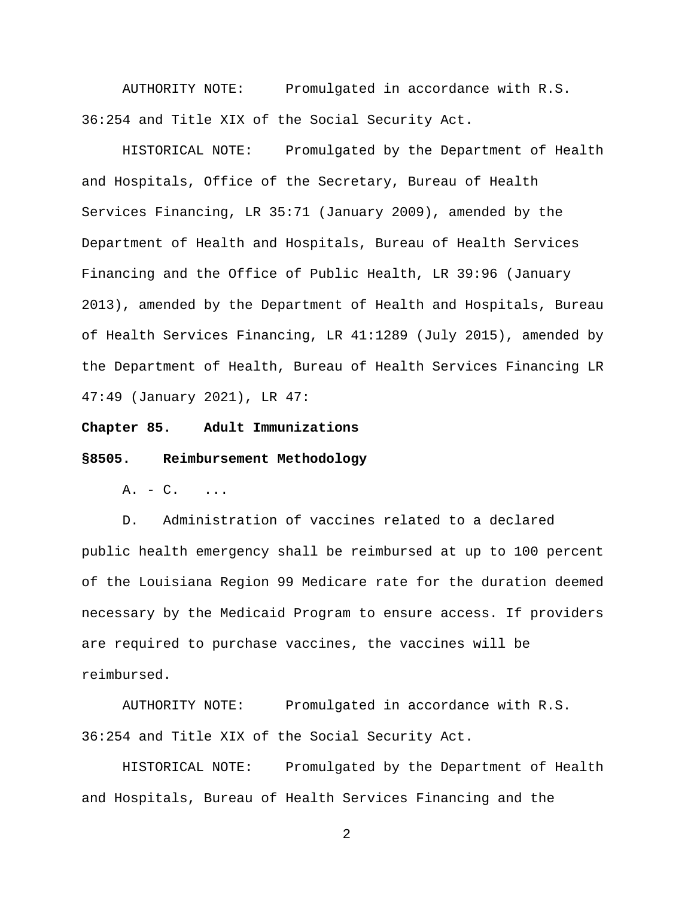AUTHORITY NOTE: Promulgated in accordance with R.S. 36:254 and Title XIX of the Social Security Act.

HISTORICAL NOTE: Promulgated by the Department of Health and Hospitals, Office of the Secretary, Bureau of Health Services Financing, LR 35:71 (January 2009), amended by the Department of Health and Hospitals, Bureau of Health Services Financing and the Office of Public Health, LR 39:96 (January 2013), amended by the Department of Health and Hospitals, Bureau of Health Services Financing, LR 41:1289 (July 2015), amended by the Department of Health, Bureau of Health Services Financing LR 47:49 (January 2021), LR 47:

**Chapter 85. Adult Immunizations**

**§8505. Reimbursement Methodology**

A. - C. ...

D. Administration of vaccines related to a declared public health emergency shall be reimbursed at up to 100 percent of the Louisiana Region 99 Medicare rate for the duration deemed necessary by the Medicaid Program to ensure access. If providers are required to purchase vaccines, the vaccines will be reimbursed.

AUTHORITY NOTE: Promulgated in accordance with R.S. 36:254 and Title XIX of the Social Security Act.

HISTORICAL NOTE: Promulgated by the Department of Health and Hospitals, Bureau of Health Services Financing and the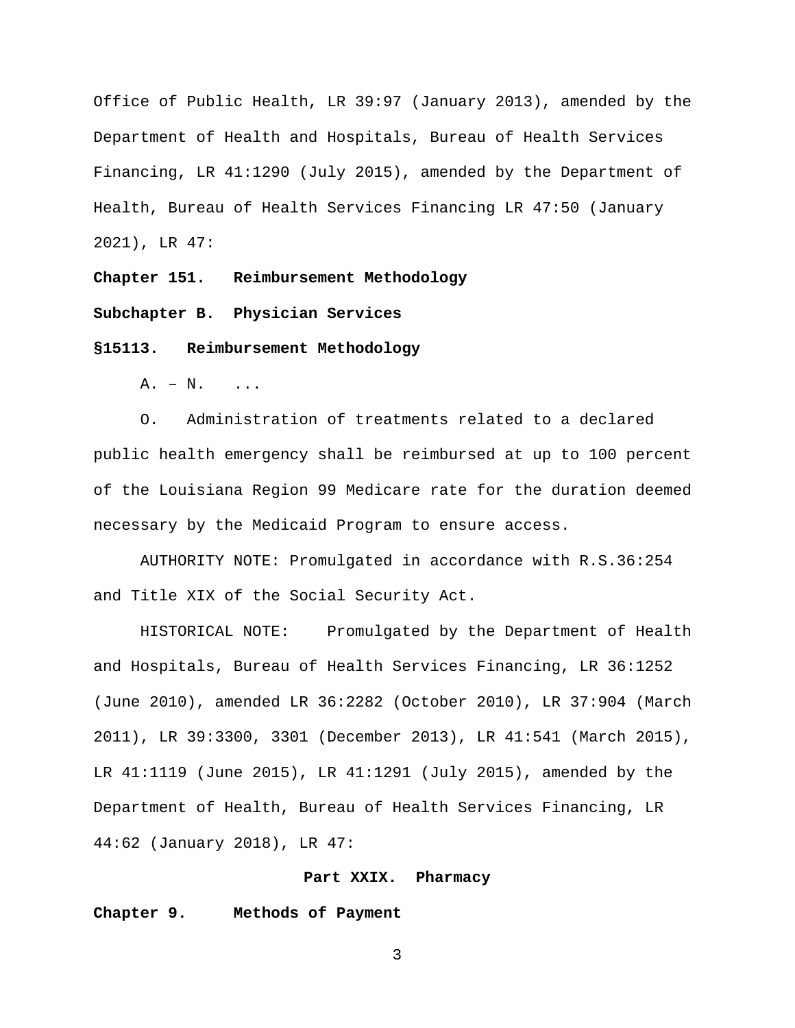Office of Public Health, LR 39:97 (January 2013), amended by the Department of Health and Hospitals, Bureau of Health Services Financing, LR 41:1290 (July 2015), amended by the Department of Health, Bureau of Health Services Financing LR 47:50 (January 2021), LR 47:

**Chapter 151. Reimbursement Methodology**

**Subchapter B. Physician Services**

**§15113. Reimbursement Methodology**

A. – N. ...

O. Administration of treatments related to a declared public health emergency shall be reimbursed at up to 100 percent of the Louisiana Region 99 Medicare rate for the duration deemed necessary by the Medicaid Program to ensure access.

AUTHORITY NOTE: Promulgated in accordance with R.S.36:254 and Title XIX of the Social Security Act.

HISTORICAL NOTE: Promulgated by the Department of Health and Hospitals, Bureau of Health Services Financing, LR 36:1252 (June 2010), amended LR 36:2282 (October 2010), LR 37:904 (March 2011), LR 39:3300, 3301 (December 2013), LR 41:541 (March 2015), LR 41:1119 (June 2015), LR 41:1291 (July 2015), amended by the Department of Health, Bureau of Health Services Financing, LR 44:62 (January 2018), LR 47:

**Part XXIX. Pharmacy**

**Chapter 9. Methods of Payment**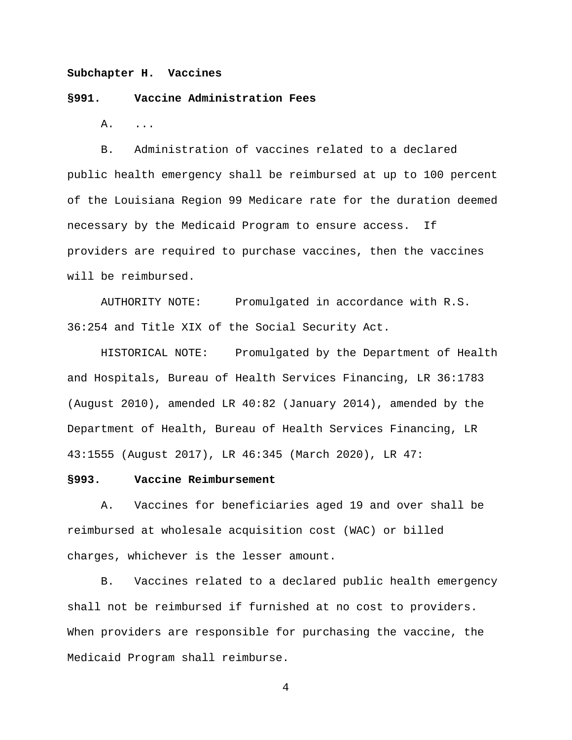**Subchapter H. Vaccines**

**§991. Vaccine Administration Fees**

A. ...

B. Administration of vaccines related to a declared public health emergency shall be reimbursed at up to 100 percent of the Louisiana Region 99 Medicare rate for the duration deemed necessary by the Medicaid Program to ensure access. If providers are required to purchase vaccines, then the vaccines will be reimbursed.

AUTHORITY NOTE: Promulgated in accordance with R.S. 36:254 and Title XIX of the Social Security Act.

HISTORICAL NOTE: Promulgated by the Department of Health and Hospitals, Bureau of Health Services Financing, LR 36:1783 (August 2010), amended LR 40:82 (January 2014), amended by the Department of Health, Bureau of Health Services Financing, LR 43:1555 (August 2017), LR 46:345 (March 2020), LR 47:

**§993. Vaccine Reimbursement**

A. Vaccines for beneficiaries aged 19 and over shall be reimbursed at wholesale acquisition cost (WAC) or billed charges, whichever is the lesser amount.

B. Vaccines related to a declared public health emergency shall not be reimbursed if furnished at no cost to providers. When providers are responsible for purchasing the vaccine, the Medicaid Program shall reimburse.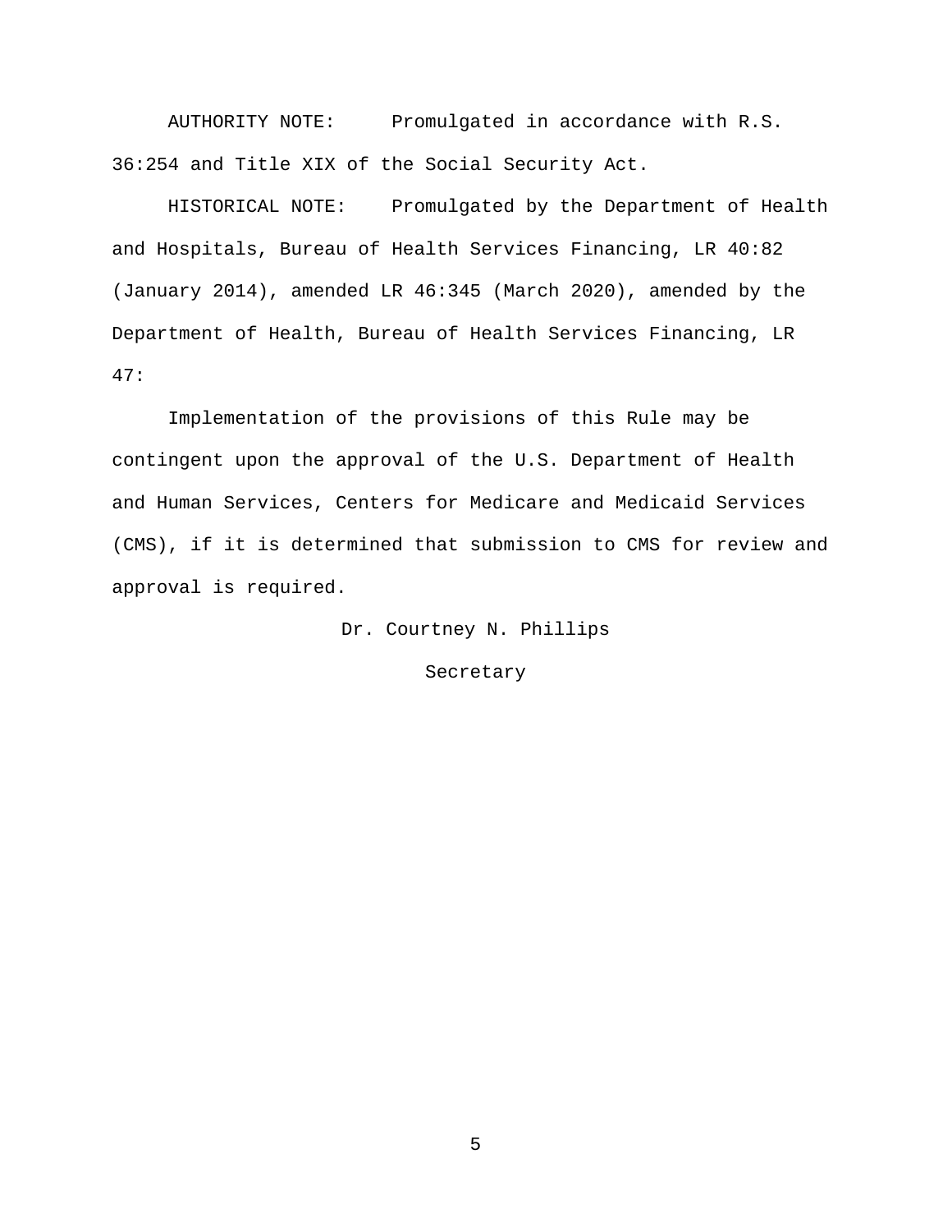AUTHORITY NOTE: Promulgated in accordance with R.S. 36:254 and Title XIX of the Social Security Act.

HISTORICAL NOTE: Promulgated by the Department of Health and Hospitals, Bureau of Health Services Financing, LR 40:82 (January 2014), amended LR 46:345 (March 2020), amended by the Department of Health, Bureau of Health Services Financing, LR 47:

Implementation of the provisions of this Rule may be contingent upon the approval of the U.S. Department of Health and Human Services, Centers for Medicare and Medicaid Services (CMS), if it is determined that submission to CMS for review and approval is required.

Dr. Courtney N. Phillips

Secretary